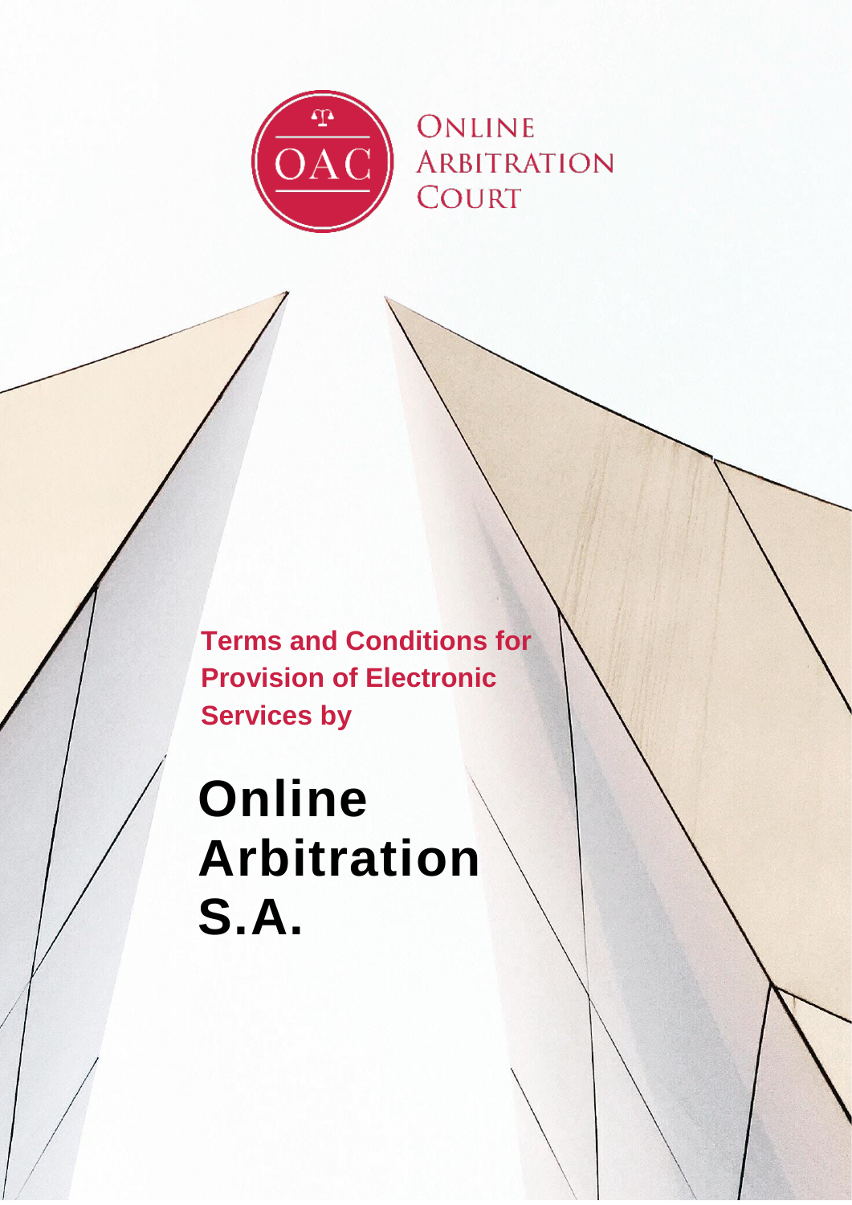ONLINE ARBITRATION COURT

**Terms and Conditions for Provision of Electronic Services by**

# Online Arbitration S.A.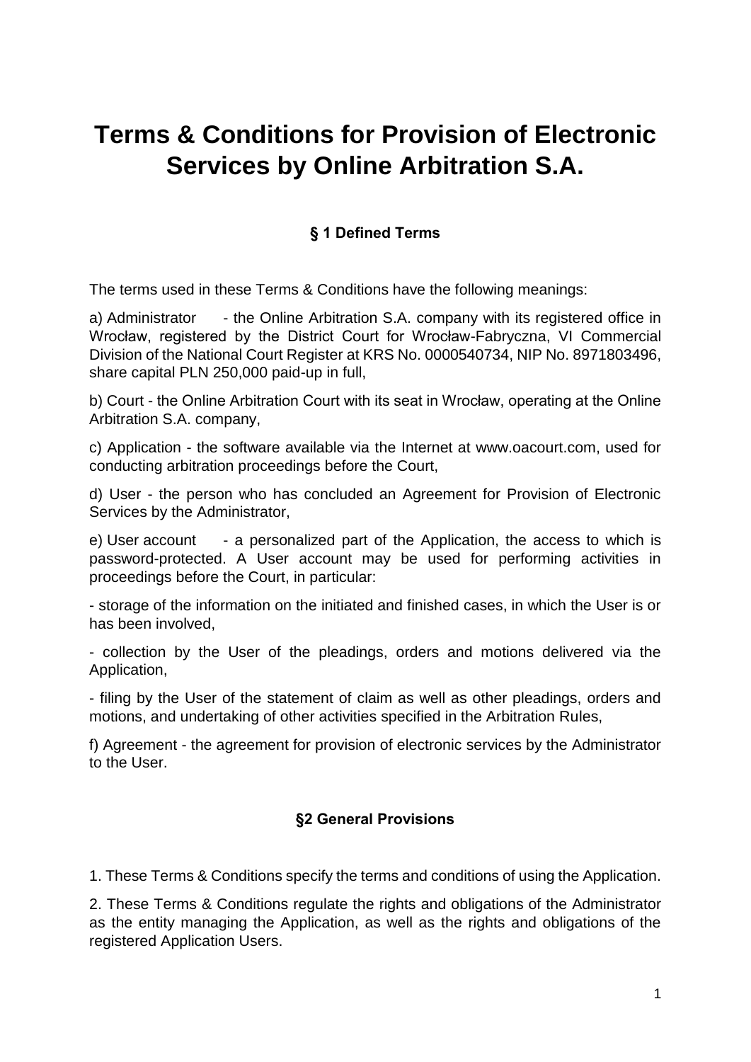# Terms & Conditions for Provision of Electronic Services by Online Arbitration S.A.

### § 1 Defined Terms

The terms used in these Terms & Conditions have the following meanings:

a) Administrator - the Online Arbitration S.A. company with its registered office in Wrocław, registered by the District Court for Wrocław-Fabryczna, VI Commercial Division of the National Court Register at KRS No. 0000540734, NIP No. 8971803496, share capital PLN 250,000 paid-up in full,

b) Court - the Online Arbitration Court with its seat in Wrocław, operating at the Online Arbitration S.A. company,

c) Application - the software available via the Internet at www.oacourt.com, used for conducting arbitration proceedings before the Court,

d) User - the person who has concluded an Agreement for Provision of Electronic Services by the Administrator,

e) User account - a personalized part of the Application, the access to which is password-protected. A User account may be used for performing activities in proceedings before the Court, in particular:

- storage of the information on the initiated and finished cases, in which the User is or has been involved,

- collection by the User of the pleadings, orders and motions delivered via the Application,

- filing by the User of the statement of claim as well as other pleadings, orders and motions, and undertaking of other activities specified in the Arbitration Rules,

f) Agreement - the agreement for provision of electronic services by the Administrator to the User.

### §2 General Provisions

1. These Terms & Conditions specify the terms and conditions of using the Application.

2. These Terms & Conditions regulate the rights and obligations of the Administrator as the entity managing the Application, as well as the rights and obligations of the registered Application Users.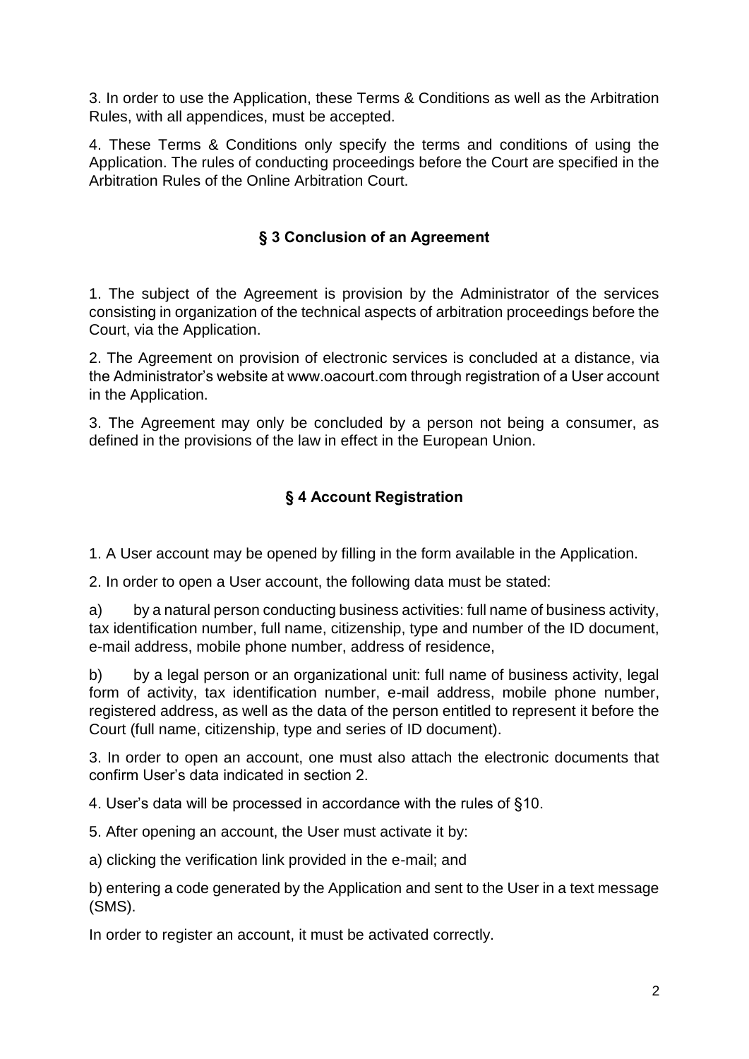3. In order to use the Application, these Terms & Conditions as well as the Arbitration Rules, with all appendices, must be accepted.

4. These Terms & Conditions only specify the terms and conditions of using the Application. The rules of conducting proceedings before the Court are specified in the Arbitration Rules of the Online Arbitration Court.

## § 3 Conclusion of an Agreement

1. The subject of the Agreement is provision by the Administrator of the services consisting in organization of the technical aspects of arbitration proceedings before the Court, via the Application.

2. The Agreement on provision of electronic services is concluded at a distance, via the Administrator's website at www.oacourt.com through registration of a User account in the Application.

3. The Agreement may only be concluded by a person not being a consumer, as defined in the provisions of the law in effect in the European Union.

## § 4 Account Registration

1. A User account may be opened by filling in the form available in the Application.

2. In order to open a User account, the following data must be stated:

a) by a natural person conducting business activities: full name of business activity, tax identification number, full name, citizenship, type and number of the ID document, e-mail address, mobile phone number, address of residence,

b) by a legal person or an organizational unit: full name of business activity, legal form of activity, tax identification number, e-mail address, mobile phone number, registered address, as well as the data of the person entitled to represent it before the Court (full name, citizenship, type and series of ID document).

3. In order to open an account, one must also attach the electronic documents that confirm User's data indicated in section 2.

4. User's data will be processed in accordance with the rules of §10.

5. After opening an account, the User must activate it by:

a) clicking the verification link provided in the e-mail; and

b) entering a code generated by the Application and sent to the User in a text message (SMS).

In order to register an account, it must be activated correctly.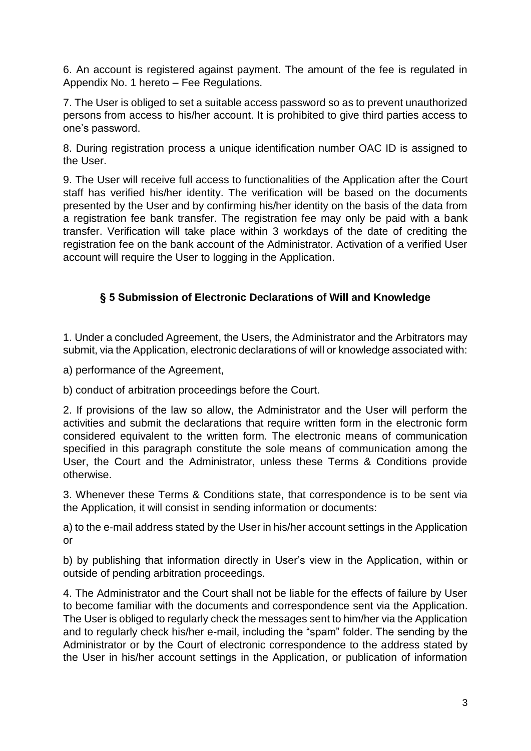6. An account is registered against payment. The amount of the fee is regulated in Appendix No. 1 hereto – Fee Regulations.

7. The User is obliged to set a suitable access password so as to prevent unauthorized persons from access to his/her account. It is prohibited to give third parties access to one's password.

8. During registration process a unique identification number OAC ID is assigned to the User.

9. The User will receive full access to functionalities of the Application after the Court staff has verified his/her identity. The verification will be based on the documents presented by the User and by confirming his/her identity on the basis of the data from a registration fee bank transfer. The registration fee may only be paid with a bank transfer. Verification will take place within 3 workdays of the date of crediting the registration fee on the bank account of the Administrator. Activation of a verified User account will require the User to logging in the Application.

## § 5 Submission of Electronic Declarations of Will and Knowledge

1. Under a concluded Agreement, the Users, the Administrator and the Arbitrators may submit, via the Application, electronic declarations of will or knowledge associated with:

a) performance of the Agreement,

b) conduct of arbitration proceedings before the Court.

2. If provisions of the law so allow, the Administrator and the User will perform the activities and submit the declarations that require written form in the electronic form considered equivalent to the written form. The electronic means of communication specified in this paragraph constitute the sole means of communication among the User, the Court and the Administrator, unless these Terms & Conditions provide otherwise.

3. Whenever these Terms & Conditions state, that correspondence is to be sent via the Application, it will consist in sending information or documents:

a) to the e-mail address stated by the User in his/her account settings in the Application or

b) by publishing that information directly in User's view in the Application, within or outside of pending arbitration proceedings.

4. The Administrator and the Court shall not be liable for the effects of failure by User to become familiar with the documents and correspondence sent via the Application. The User is obliged to regularly check the messages sent to him/her via the Application and to regularly check his/her e-mail, including the "spam" folder. The sending by the Administrator or by the Court of electronic correspondence to the address stated by the User in his/her account settings in the Application, or publication of information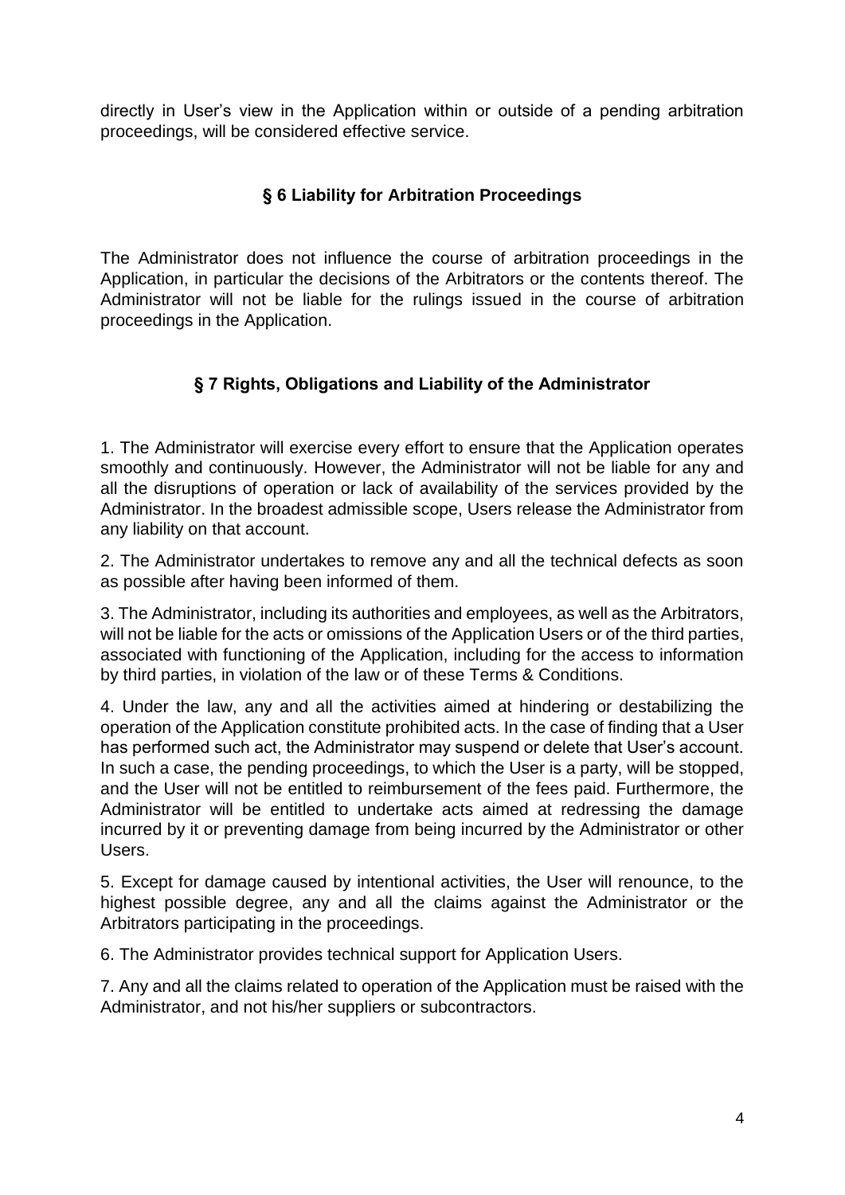directly in User's view in the Application within or outside of a pending arbitration proceedings, will be considered effective service.

## § 6 Liability for Arbitration Proceedings

The Administrator does not influence the course of arbitration proceedings in the Application, in particular the decisions of the Arbitrators or the contents thereof. The Administrator will not be liable for the rulings issued in the course of arbitration proceedings in the Application.

## § 7 Rights, Obligations and Liability of the Administrator

1. The Administrator will exercise every effort to ensure that the Application operates smoothly and continuously. However, the Administrator will not be liable for any and all the disruptions of operation or lack of availability of the services provided by the Administrator. In the broadest admissible scope, Users release the Administrator from any liability on that account.

2. The Administrator undertakes to remove any and all the technical defects as soon as possible after having been informed of them.

3. The Administrator, including its authorities and employees, as well as the Arbitrators, will not be liable for the acts or omissions of the Application Users or of the third parties, associated with functioning of the Application, including for the access to information by third parties, in violation of the law or of these Terms & Conditions.

4. Under the law, any and all the activities aimed at hindering or destabilizing the operation of the Application constitute prohibited acts. In the case of finding that a User has performed such act, the Administrator may suspend or delete that User's account. In such a case, the pending proceedings, to which the User is a party, will be stopped, and the User will not be entitled to reimbursement of the fees paid. Furthermore, the Administrator will be entitled to undertake acts aimed at redressing the damage incurred by it or preventing damage from being incurred by the Administrator or other Users.

5. Except for damage caused by intentional activities, the User will renounce, to the highest possible degree, any and all the claims against the Administrator or the Arbitrators participating in the proceedings.

6. The Administrator provides technical support for Application Users.

7. Any and all the claims related to operation of the Application must be raised with the Administrator, and not his/her suppliers or subcontractors.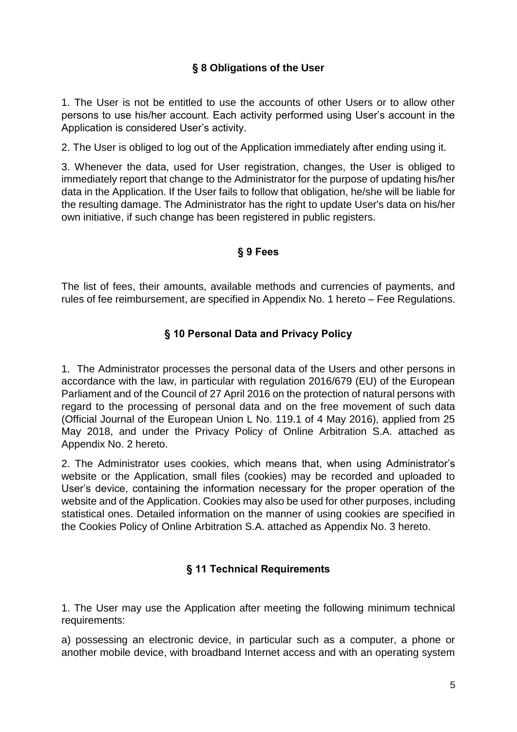## § 8 Obligations of the User

1. The User is not be entitled to use the accounts of other Users or to allow other persons to use his/her account. Each activity performed using User's account in the Application is considered User's activity.

2. The User is obliged to log out of the Application immediately after ending using it.

3. Whenever the data, used for User registration, changes, the User is obliged to immediately report that change to the Administrator for the purpose of updating his/her data in the Application. If the User fails to follow that obligation, he/she will be liable for the resulting damage. The Administrator has the right to update User's data on his/her own initiative, if such change has been registered in public registers.

## § 9 Fees

The list of fees, their amounts, available methods and currencies of payments, and rules of fee reimbursement, are specified in Appendix No. 1 hereto – Fee Regulations.

## § 10 Personal Data and Privacy Policy

1. The Administrator processes the personal data of the Users and other persons in accordance with the law, in particular with regulation 2016/679 (EU) of the European Parliament and of the Council of 27 April 2016 on the protection of natural persons with regard to the processing of personal data and on the free movement of such data (Official Journal of the European Union L No. 119.1 of 4 May 2016), applied from 25 May 2018, and under the Privacy Policy of Online Arbitration S.A. attached as Appendix No. 2 hereto.

2. The Administrator uses cookies, which means that, when using Administrator's website or the Application, small files (cookies) may be recorded and uploaded to User's device, containing the information necessary for the proper operation of the website and of the Application. Cookies may also be used for other purposes, including statistical ones. Detailed information on the manner of using cookies are specified in the Cookies Policy of Online Arbitration S.A. attached as Appendix No. 3 hereto.

## § 11 Technical Requirements

1. The User may use the Application after meeting the following minimum technical requirements:

a) possessing an electronic device, in particular such as a computer, a phone or another mobile device, with broadband Internet access and with an operating system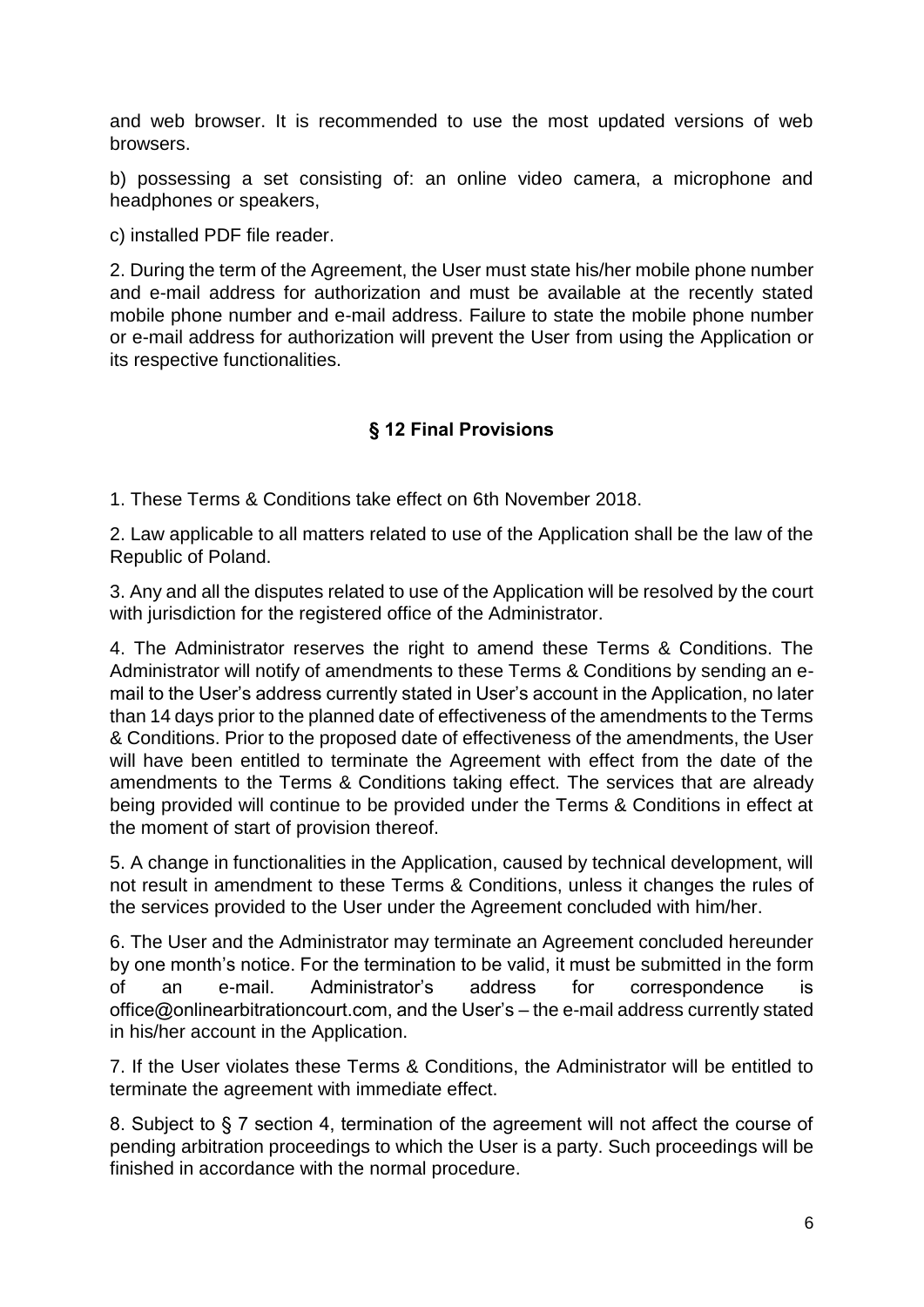and web browser. It is recommended to use the most updated versions of web browsers.

b) possessing a set consisting of: an online video camera, a microphone and headphones or speakers,

c) installed PDF file reader.

2. During the term of the Agreement, the User must state his/her mobile phone number and e-mail address for authorization and must be available at the recently stated mobile phone number and e-mail address. Failure to state the mobile phone number or e-mail address for authorization will prevent the User from using the Application or its respective functionalities.

## § 12 Final Provisions

1. These Terms & Conditions take effect on 6th November 2018.

2. Law applicable to all matters related to use of the Application shall be the law of the Republic of Poland.

3. Any and all the disputes related to use of the Application will be resolved by the court with jurisdiction for the registered office of the Administrator.

4. The Administrator reserves the right to amend these Terms & Conditions. The Administrator will notify of amendments to these Terms & Conditions by sending an e-mail to the User's address currently stated in User's account in the Application, no later than 14 days prior to the planned date of effectiveness of the amendments to the Terms & Conditions. Prior to the proposed date of effectiveness of the amendments, the User will have been entitled to terminate the Agreement with effect from the date of the amendments to the Terms & Conditions taking effect. The services that are already being provided will continue to be provided under the Terms & Conditions in effect at the moment of start of provision thereof.

5. A change in functionalities in the Application, caused by technical development, will not result in amendment to these Terms & Conditions, unless it changes the rules of the services provided to the User under the Agreement concluded with him/her.

6. The User and the Administrator may terminate an Agreement concluded hereunder by one month's notice. For the termination to be valid, it must be submitted in the form of an e-mail. Administrator's address for correspondence is office@onlinearbitrationcourt.com, and the User's – the e-mail address currently stated in his/her account in the Application.

7. If the User violates these Terms & Conditions, the Administrator will be entitled to terminate the agreement with immediate effect.

8. Subject to § 7 section 4, termination of the agreement will not affect the course of pending arbitration proceedings to which the User is a party. Such proceedings will be finished in accordance with the normal procedure.